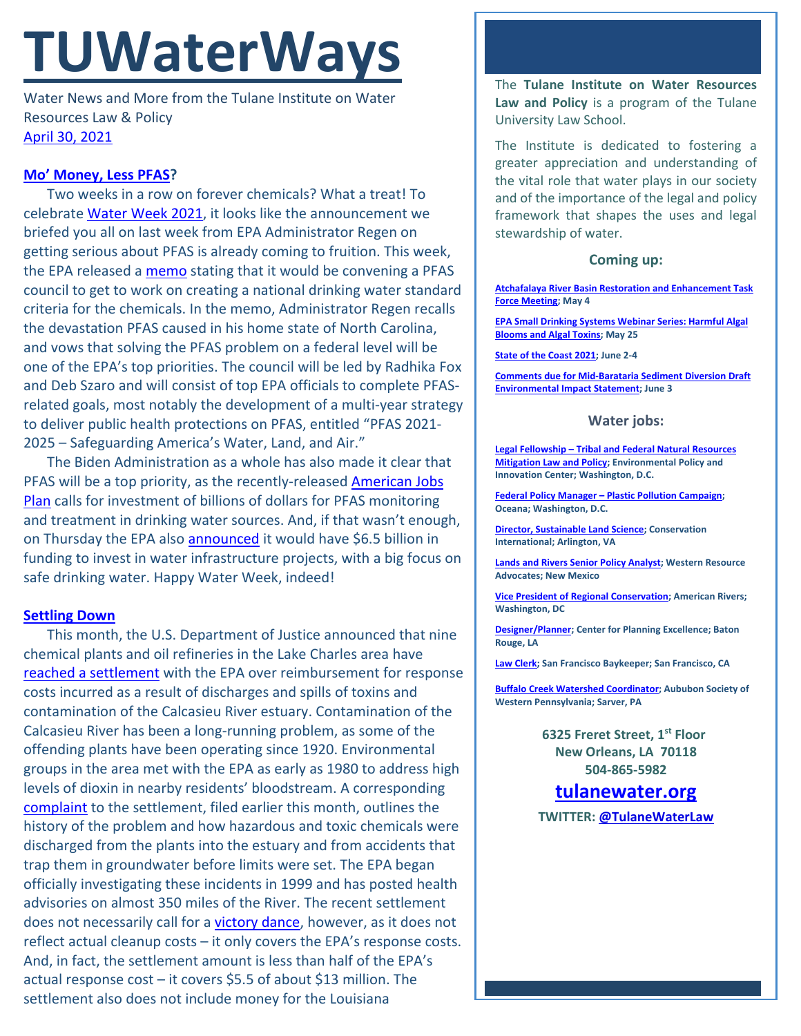# TUWaterWays

Water News and More from the Tulane Institute on Water Resources Law & Policy
April 30, 2021

### Mo' Money, Less PFAS?

Two weeks in a row on forever chemicals? What a treat! To celebrate Water Week 2021, it looks like the announcement we briefed you all on last week from EPA Administrator Regen on getting serious about PFAS is already coming to fruition. This week, the EPA released a memo stating that it would be convening a PFAS council to get to work on creating a national drinking water standard criteria for the chemicals. In the memo, Administrator Regen recalls the devastation PFAS caused in his home state of North Carolina, and vows that solving the PFAS problem on a federal level will be one of the EPA's top priorities. The council will be led by Radhika Fox and Deb Szaro and will consist of top EPA officials to complete PFAS-related goals, most notably the development of a multi-year strategy to deliver public health protections on PFAS, entitled "PFAS 2021-2025 – Safeguarding America's Water, Land, and Air."

The Biden Administration as a whole has also made it clear that PFAS will be a top priority, as the recently-released American Jobs Plan calls for investment of billions of dollars for PFAS monitoring and treatment in drinking water sources. And, if that wasn't enough, on Thursday the EPA also announced it would have $6.5 billion in funding to invest in water infrastructure projects, with a big focus on safe drinking water. Happy Water Week, indeed!

### Settling Down

This month, the U.S. Department of Justice announced that nine chemical plants and oil refineries in the Lake Charles area have reached a settlement with the EPA over reimbursement for response costs incurred as a result of discharges and spills of toxins and contamination of the Calcasieu River estuary. Contamination of the Calcasieu River has been a long-running problem, as some of the offending plants have been operating since 1920. Environmental groups in the area met with the EPA as early as 1980 to address high levels of dioxin in nearby residents' bloodstream. A corresponding complaint to the settlement, filed earlier this month, outlines the history of the problem and how hazardous and toxic chemicals were discharged from the plants into the estuary and from accidents that trap them in groundwater before limits were set. The EPA began officially investigating these incidents in 1999 and has posted health advisories on almost 350 miles of the River. The recent settlement does not necessarily call for a victory dance, however, as it does not reflect actual cleanup costs – it only covers the EPA's response costs. And, in fact, the settlement amount is less than half of the EPA's actual response cost – it covers $5.5 of about $13 million. The settlement also does not include money for the Louisiana

---

The **Tulane Institute on Water Resources Law and Policy** is a program of the Tulane University Law School.

The Institute is dedicated to fostering a greater appreciation and understanding of the vital role that water plays in our society and of the importance of the legal and policy framework that shapes the uses and legal stewardship of water.

#### Coming up:

**Atchafalaya River Basin Restoration and Enhancement Task Force Meeting; May 4**

**EPA Small Drinking Systems Webinar Series: Harmful Algal Blooms and Algal Toxins; May 25**

**State of the Coast 2021; June 2-4**

**Comments due for Mid-Barataria Sediment Diversion Draft Environmental Impact Statement; June 3**

#### Water jobs:

**Legal Fellowship – Tribal and Federal Natural Resources Mitigation Law and Policy; Environmental Policy and Innovation Center; Washington, D.C.**

**Federal Policy Manager – Plastic Pollution Campaign; Oceana; Washington, D.C.**

**Director, Sustainable Land Science; Conservation International; Arlington, VA**

**Lands and Rivers Senior Policy Analyst; Western Resource Advocates; New Mexico**

**Vice President of Regional Conservation; American Rivers; Washington, DC**

**Designer/Planner; Center for Planning Excellence; Baton Rouge, LA**

**Law Clerk; San Francisco Baykeeper; San Francisco, CA**

**Buffalo Creek Watershed Coordinator; Aububon Society of Western Pennsylvania; Sarver, PA**

**6325 Freret Street, 1st Floor**
**New Orleans, LA 70118**
**504-865-5982**

**tulanewater.org**

**TWITTER: @TulaneWaterLaw**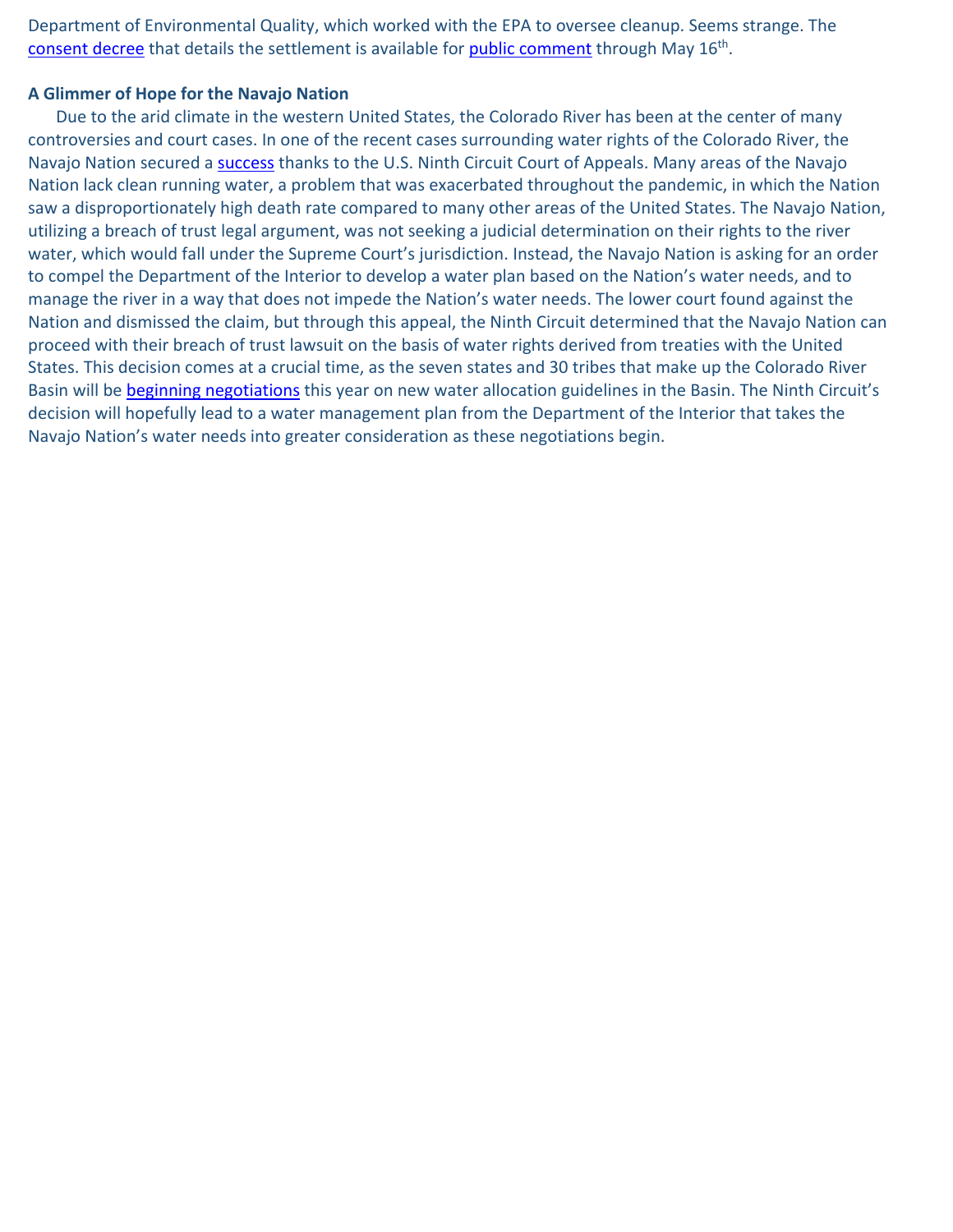Department of Environmental Quality, which worked with the EPA to oversee cleanup. Seems strange. The consent decree that details the settlement is available for public comment through May 16th.

**A Glimmer of Hope for the Navajo Nation**

Due to the arid climate in the western United States, the Colorado River has been at the center of many controversies and court cases. In one of the recent cases surrounding water rights of the Colorado River, the Navajo Nation secured a success thanks to the U.S. Ninth Circuit Court of Appeals. Many areas of the Navajo Nation lack clean running water, a problem that was exacerbated throughout the pandemic, in which the Nation saw a disproportionately high death rate compared to many other areas of the United States. The Navajo Nation, utilizing a breach of trust legal argument, was not seeking a judicial determination on their rights to the river water, which would fall under the Supreme Court's jurisdiction. Instead, the Navajo Nation is asking for an order to compel the Department of the Interior to develop a water plan based on the Nation's water needs, and to manage the river in a way that does not impede the Nation's water needs. The lower court found against the Nation and dismissed the claim, but through this appeal, the Ninth Circuit determined that the Navajo Nation can proceed with their breach of trust lawsuit on the basis of water rights derived from treaties with the United States. This decision comes at a crucial time, as the seven states and 30 tribes that make up the Colorado River Basin will be beginning negotiations this year on new water allocation guidelines in the Basin. The Ninth Circuit's decision will hopefully lead to a water management plan from the Department of the Interior that takes the Navajo Nation's water needs into greater consideration as these negotiations begin.